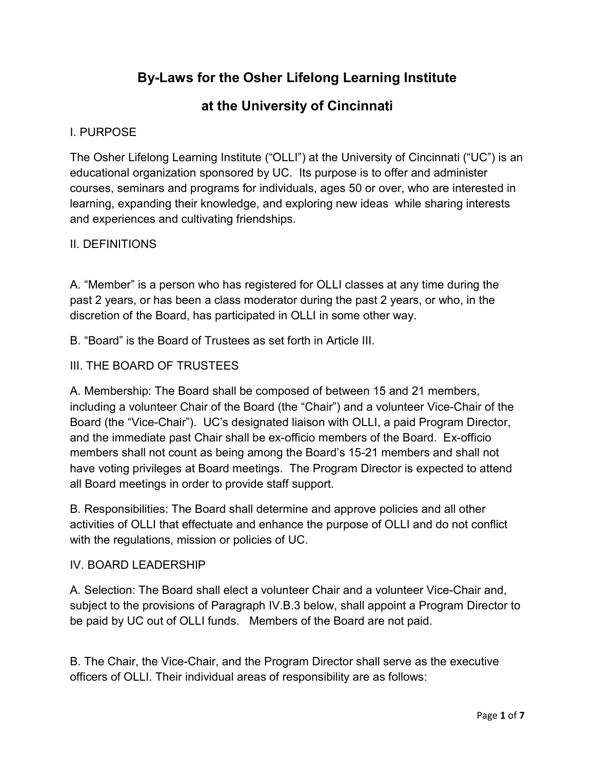# By-Laws for the Osher Lifelong Learning Institute

# at the University of Cincinnati

## I. PURPOSE

The Osher Lifelong Learning Institute ("OLLI") at the University of Cincinnati ("UC") is an educational organization sponsored by UC. Its purpose is to offer and administer courses, seminars and programs for individuals, ages 50 or over, who are interested in learning, expanding their knowledge, and exploring new ideas while sharing interests and experiences and cultivating friendships.

## II. DEFINITIONS

A. "Member" is a person who has registered for OLLI classes at any time during the past 2 years, or has been a class moderator during the past 2 years, or who, in the discretion of the Board, has participated in OLLI in some other way.

B. "Board" is the Board of Trustees as set forth in Article III.

## III. THE BOARD OF TRUSTEES

A. Membership: The Board shall be composed of between 15 and 21 members, including a volunteer Chair of the Board (the "Chair") and a volunteer Vice-Chair of the Board (the "Vice-Chair"). UC's designated liaison with OLLI, a paid Program Director, and the immediate past Chair shall be ex-officio members of the Board. Ex-officio members shall not count as being among the Board's 15-21 members and shall not have voting privileges at Board meetings. The Program Director is expected to attend all Board meetings in order to provide staff support.

B. Responsibilities: The Board shall determine and approve policies and all other activities of OLLI that effectuate and enhance the purpose of OLLI and do not conflict with the regulations, mission or policies of UC.

## IV. BOARD LEADERSHIP

A. Selection: The Board shall elect a volunteer Chair and a volunteer Vice-Chair and, subject to the provisions of Paragraph IV.B.3 below, shall appoint a Program Director to be paid by UC out of OLLI funds. Members of the Board are not paid.

B. The Chair, the Vice-Chair, and the Program Director shall serve as the executive officers of OLLI. Their individual areas of responsibility are as follows: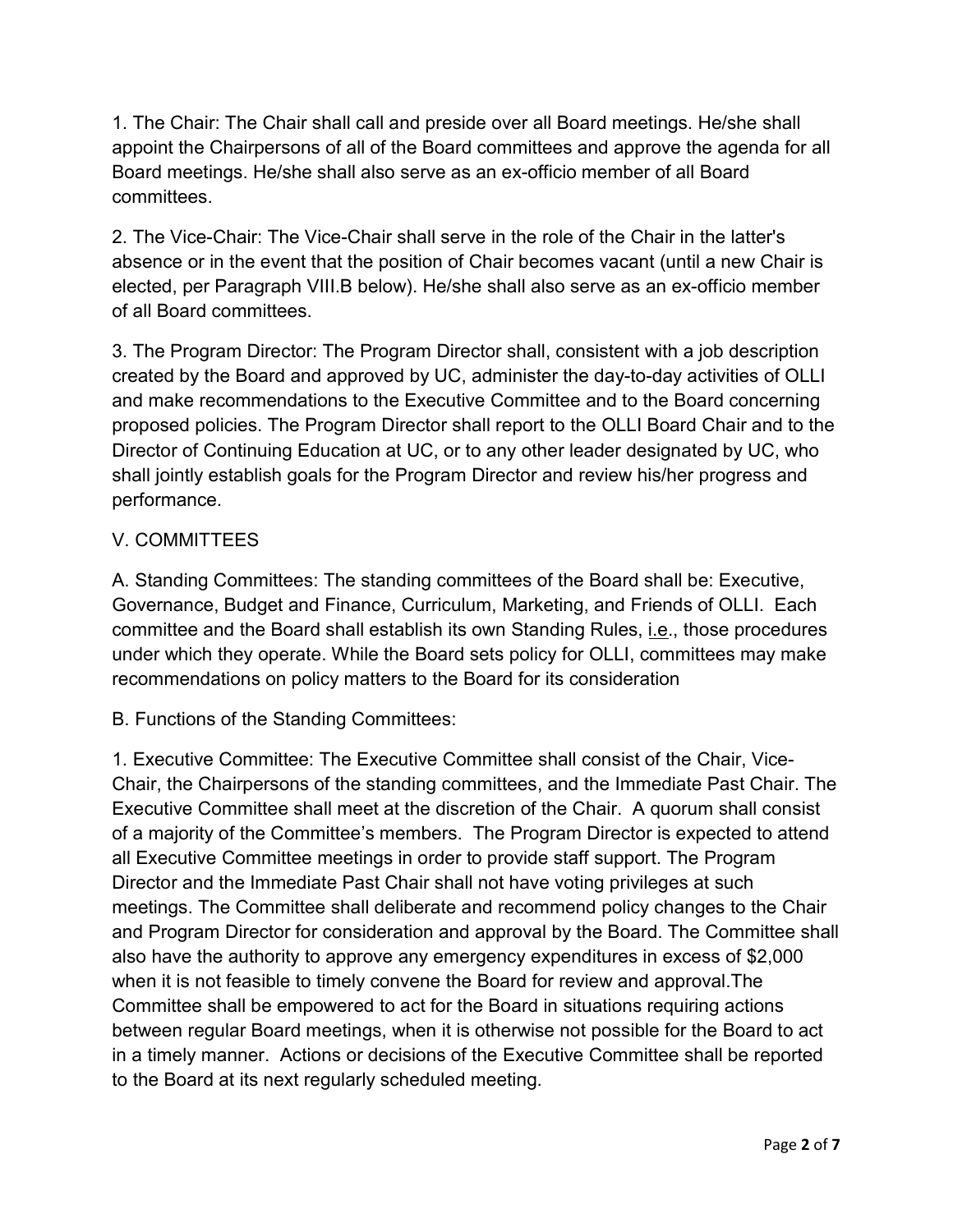1. The Chair: The Chair shall call and preside over all Board meetings. He/she shall appoint the Chairpersons of all of the Board committees and approve the agenda for all Board meetings. He/she shall also serve as an ex-officio member of all Board committees.

2. The Vice-Chair: The Vice-Chair shall serve in the role of the Chair in the latter's absence or in the event that the position of Chair becomes vacant (until a new Chair is elected, per Paragraph VIII.B below). He/she shall also serve as an ex-officio member of all Board committees.

3. The Program Director: The Program Director shall, consistent with a job description created by the Board and approved by UC, administer the day-to-day activities of OLLI and make recommendations to the Executive Committee and to the Board concerning proposed policies. The Program Director shall report to the OLLI Board Chair and to the Director of Continuing Education at UC, or to any other leader designated by UC, who shall jointly establish goals for the Program Director and review his/her progress and performance.

## V. COMMITTEES

A. Standing Committees: The standing committees of the Board shall be: Executive, Governance, Budget and Finance, Curriculum, Marketing, and Friends of OLLI. Each committee and the Board shall establish its own Standing Rules, i.e., those procedures under which they operate. While the Board sets policy for OLLI, committees may make recommendations on policy matters to the Board for its consideration

B. Functions of the Standing Committees:

1. Executive Committee: The Executive Committee shall consist of the Chair, Vice-Chair, the Chairpersons of the standing committees, and the Immediate Past Chair. The Executive Committee shall meet at the discretion of the Chair. A quorum shall consist of a majority of the Committee's members. The Program Director is expected to attend all Executive Committee meetings in order to provide staff support. The Program Director and the Immediate Past Chair shall not have voting privileges at such meetings. The Committee shall deliberate and recommend policy changes to the Chair and Program Director for consideration and approval by the Board. The Committee shall also have the authority to approve any emergency expenditures in excess of $2,000 when it is not feasible to timely convene the Board for review and approval.The Committee shall be empowered to act for the Board in situations requiring actions between regular Board meetings, when it is otherwise not possible for the Board to act in a timely manner. Actions or decisions of the Executive Committee shall be reported to the Board at its next regularly scheduled meeting.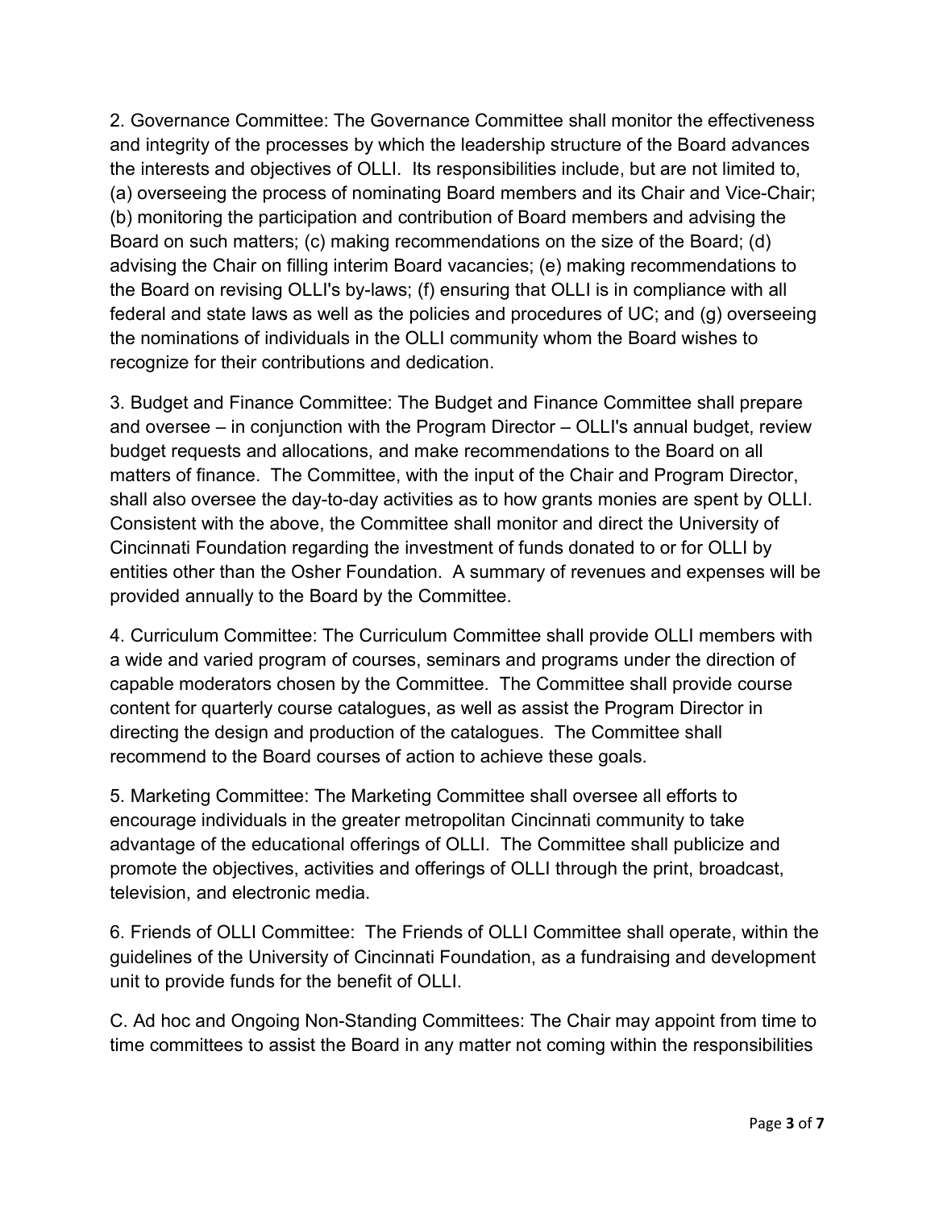2. Governance Committee: The Governance Committee shall monitor the effectiveness and integrity of the processes by which the leadership structure of the Board advances the interests and objectives of OLLI. Its responsibilities include, but are not limited to, (a) overseeing the process of nominating Board members and its Chair and Vice-Chair; (b) monitoring the participation and contribution of Board members and advising the Board on such matters; (c) making recommendations on the size of the Board; (d) advising the Chair on filling interim Board vacancies; (e) making recommendations to the Board on revising OLLI's by-laws; (f) ensuring that OLLI is in compliance with all federal and state laws as well as the policies and procedures of UC; and (g) overseeing the nominations of individuals in the OLLI community whom the Board wishes to recognize for their contributions and dedication.

3. Budget and Finance Committee: The Budget and Finance Committee shall prepare and oversee – in conjunction with the Program Director – OLLI's annual budget, review budget requests and allocations, and make recommendations to the Board on all matters of finance. The Committee, with the input of the Chair and Program Director, shall also oversee the day-to-day activities as to how grants monies are spent by OLLI. Consistent with the above, the Committee shall monitor and direct the University of Cincinnati Foundation regarding the investment of funds donated to or for OLLI by entities other than the Osher Foundation. A summary of revenues and expenses will be provided annually to the Board by the Committee.

4. Curriculum Committee: The Curriculum Committee shall provide OLLI members with a wide and varied program of courses, seminars and programs under the direction of capable moderators chosen by the Committee. The Committee shall provide course content for quarterly course catalogues, as well as assist the Program Director in directing the design and production of the catalogues. The Committee shall recommend to the Board courses of action to achieve these goals.

5. Marketing Committee: The Marketing Committee shall oversee all efforts to encourage individuals in the greater metropolitan Cincinnati community to take advantage of the educational offerings of OLLI. The Committee shall publicize and promote the objectives, activities and offerings of OLLI through the print, broadcast, television, and electronic media.

6. Friends of OLLI Committee: The Friends of OLLI Committee shall operate, within the guidelines of the University of Cincinnati Foundation, as a fundraising and development unit to provide funds for the benefit of OLLI.

C. Ad hoc and Ongoing Non-Standing Committees: The Chair may appoint from time to time committees to assist the Board in any matter not coming within the responsibilities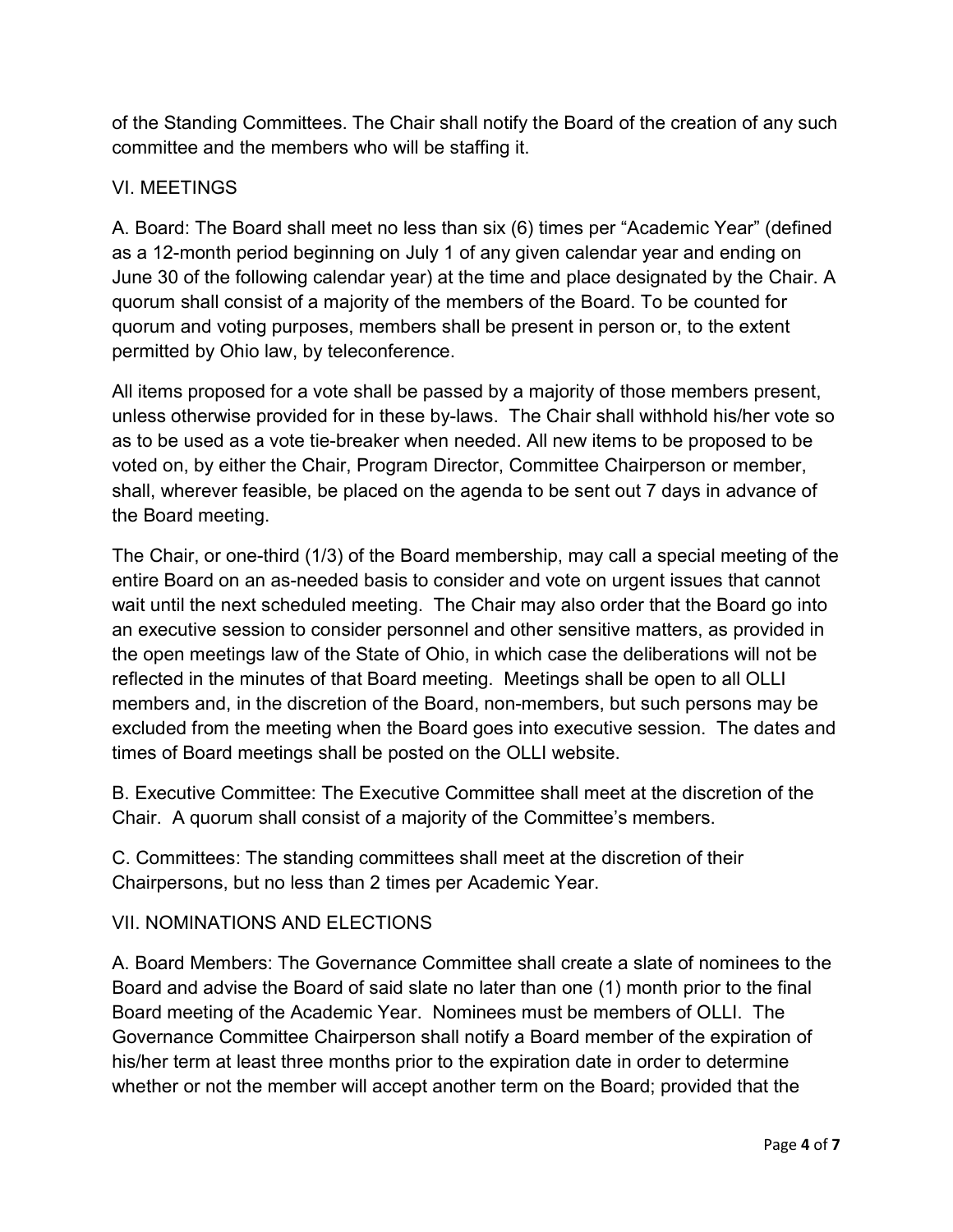of the Standing Committees. The Chair shall notify the Board of the creation of any such committee and the members who will be staffing it.

## VI. MEETINGS

A. Board: The Board shall meet no less than six (6) times per "Academic Year" (defined as a 12-month period beginning on July 1 of any given calendar year and ending on June 30 of the following calendar year) at the time and place designated by the Chair. A quorum shall consist of a majority of the members of the Board. To be counted for quorum and voting purposes, members shall be present in person or, to the extent permitted by Ohio law, by teleconference.

All items proposed for a vote shall be passed by a majority of those members present, unless otherwise provided for in these by-laws. The Chair shall withhold his/her vote so as to be used as a vote tie-breaker when needed. All new items to be proposed to be voted on, by either the Chair, Program Director, Committee Chairperson or member, shall, wherever feasible, be placed on the agenda to be sent out 7 days in advance of the Board meeting.

The Chair, or one-third (1/3) of the Board membership, may call a special meeting of the entire Board on an as-needed basis to consider and vote on urgent issues that cannot wait until the next scheduled meeting. The Chair may also order that the Board go into an executive session to consider personnel and other sensitive matters, as provided in the open meetings law of the State of Ohio, in which case the deliberations will not be reflected in the minutes of that Board meeting. Meetings shall be open to all OLLI members and, in the discretion of the Board, non-members, but such persons may be excluded from the meeting when the Board goes into executive session. The dates and times of Board meetings shall be posted on the OLLI website.

B. Executive Committee: The Executive Committee shall meet at the discretion of the Chair. A quorum shall consist of a majority of the Committee's members.

C. Committees: The standing committees shall meet at the discretion of their Chairpersons, but no less than 2 times per Academic Year.

## VII. NOMINATIONS AND ELECTIONS

A. Board Members: The Governance Committee shall create a slate of nominees to the Board and advise the Board of said slate no later than one (1) month prior to the final Board meeting of the Academic Year. Nominees must be members of OLLI. The Governance Committee Chairperson shall notify a Board member of the expiration of his/her term at least three months prior to the expiration date in order to determine whether or not the member will accept another term on the Board; provided that the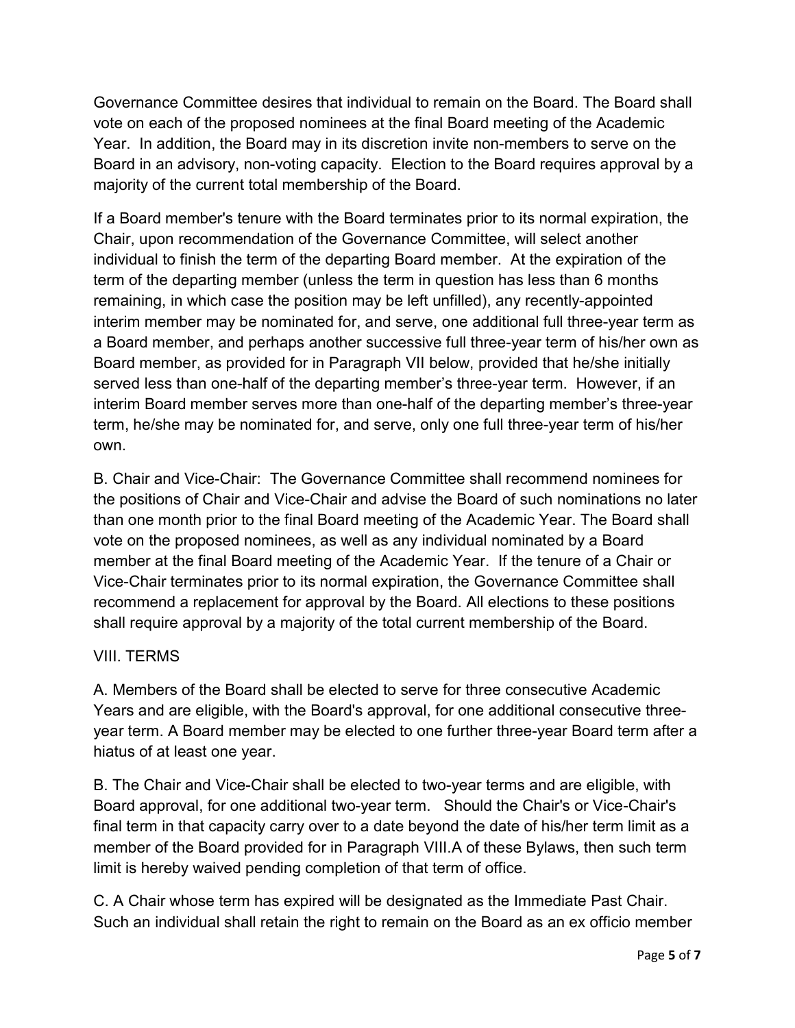Governance Committee desires that individual to remain on the Board. The Board shall vote on each of the proposed nominees at the final Board meeting of the Academic Year. In addition, the Board may in its discretion invite non-members to serve on the Board in an advisory, non-voting capacity. Election to the Board requires approval by a majority of the current total membership of the Board.

If a Board member's tenure with the Board terminates prior to its normal expiration, the Chair, upon recommendation of the Governance Committee, will select another individual to finish the term of the departing Board member. At the expiration of the term of the departing member (unless the term in question has less than 6 months remaining, in which case the position may be left unfilled), any recently-appointed interim member may be nominated for, and serve, one additional full three-year term as a Board member, and perhaps another successive full three-year term of his/her own as Board member, as provided for in Paragraph VII below, provided that he/she initially served less than one-half of the departing member's three-year term. However, if an interim Board member serves more than one-half of the departing member's three-year term, he/she may be nominated for, and serve, only one full three-year term of his/her own.

B. Chair and Vice-Chair: The Governance Committee shall recommend nominees for the positions of Chair and Vice-Chair and advise the Board of such nominations no later than one month prior to the final Board meeting of the Academic Year. The Board shall vote on the proposed nominees, as well as any individual nominated by a Board member at the final Board meeting of the Academic Year. If the tenure of a Chair or Vice-Chair terminates prior to its normal expiration, the Governance Committee shall recommend a replacement for approval by the Board. All elections to these positions shall require approval by a majority of the total current membership of the Board.

## VIII. TERMS

A. Members of the Board shall be elected to serve for three consecutive Academic Years and are eligible, with the Board's approval, for one additional consecutive three-year term. A Board member may be elected to one further three-year Board term after a hiatus of at least one year.

B. The Chair and Vice-Chair shall be elected to two-year terms and are eligible, with Board approval, for one additional two-year term. Should the Chair's or Vice-Chair's final term in that capacity carry over to a date beyond the date of his/her term limit as a member of the Board provided for in Paragraph VIII.A of these Bylaws, then such term limit is hereby waived pending completion of that term of office.

C. A Chair whose term has expired will be designated as the Immediate Past Chair. Such an individual shall retain the right to remain on the Board as an ex officio member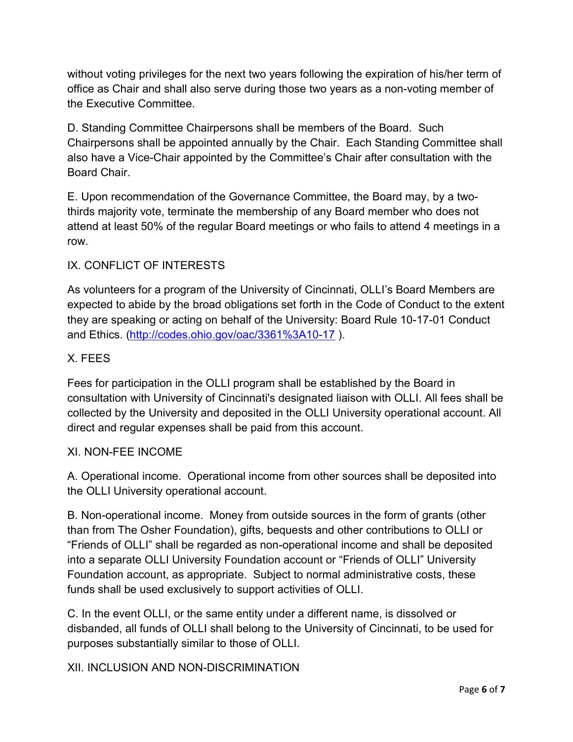without voting privileges for the next two years following the expiration of his/her term of office as Chair and shall also serve during those two years as a non-voting member of the Executive Committee.

D. Standing Committee Chairpersons shall be members of the Board. Such Chairpersons shall be appointed annually by the Chair. Each Standing Committee shall also have a Vice-Chair appointed by the Committee's Chair after consultation with the Board Chair.

E. Upon recommendation of the Governance Committee, the Board may, by a two-thirds majority vote, terminate the membership of any Board member who does not attend at least 50% of the regular Board meetings or who fails to attend 4 meetings in a row.

## IX. CONFLICT OF INTERESTS

As volunteers for a program of the University of Cincinnati, OLLI's Board Members are expected to abide by the broad obligations set forth in the Code of Conduct to the extent they are speaking or acting on behalf of the University: Board Rule 10-17-01 Conduct and Ethics. ([http://codes.ohio.gov/oac/3361%3A10-17](http://codes.ohio.gov/oac/3361%3A10-17) ).

## X. FEES

Fees for participation in the OLLI program shall be established by the Board in consultation with University of Cincinnati's designated liaison with OLLI. All fees shall be collected by the University and deposited in the OLLI University operational account. All direct and regular expenses shall be paid from this account.

## XI. NON-FEE INCOME

A. Operational income. Operational income from other sources shall be deposited into the OLLI University operational account.

B. Non-operational income. Money from outside sources in the form of grants (other than from The Osher Foundation), gifts, bequests and other contributions to OLLI or "Friends of OLLI" shall be regarded as non-operational income and shall be deposited into a separate OLLI University Foundation account or "Friends of OLLI" University Foundation account, as appropriate. Subject to normal administrative costs, these funds shall be used exclusively to support activities of OLLI.

C. In the event OLLI, or the same entity under a different name, is dissolved or disbanded, all funds of OLLI shall belong to the University of Cincinnati, to be used for purposes substantially similar to those of OLLI.

## XII. INCLUSION AND NON-DISCRIMINATION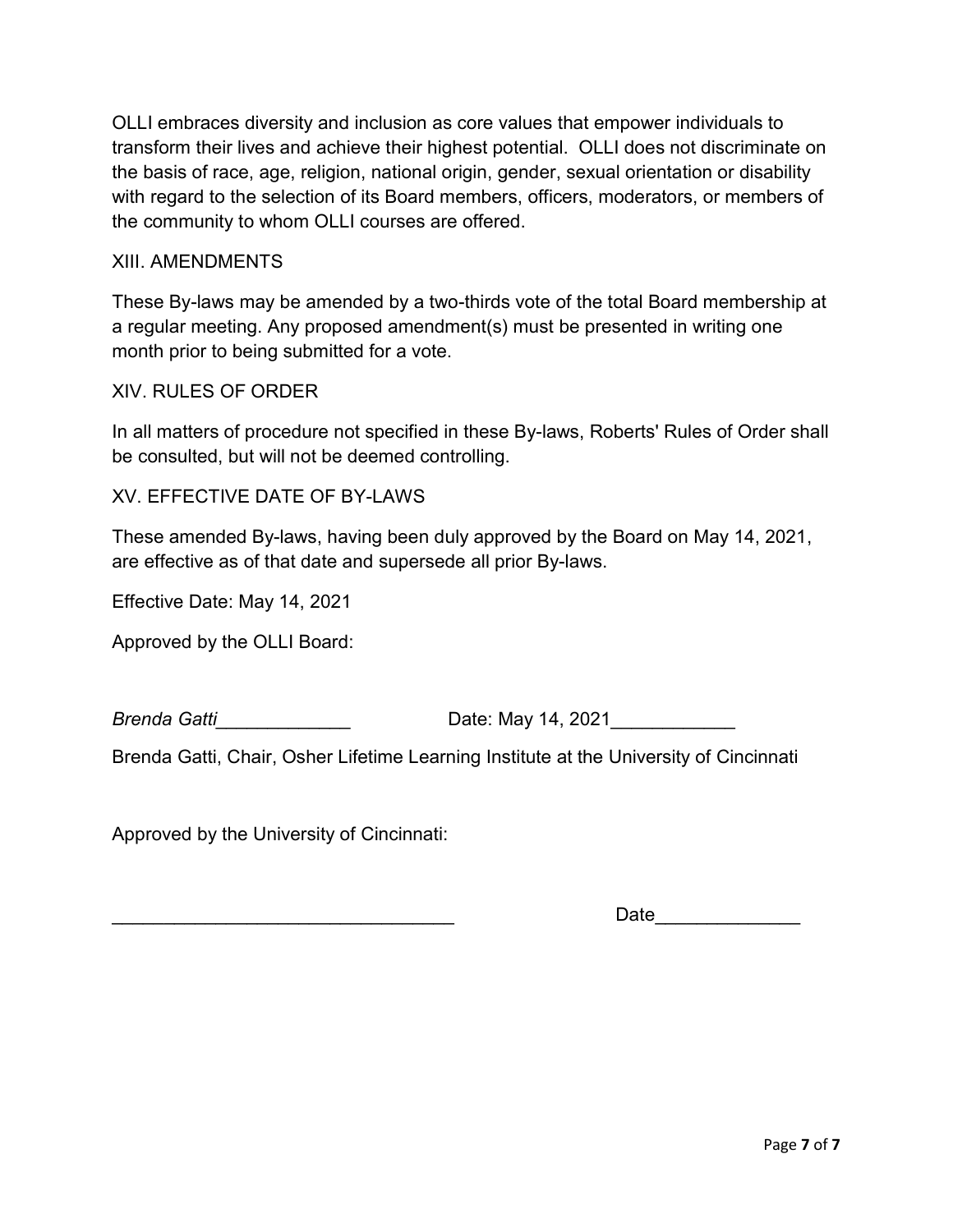OLLI embraces diversity and inclusion as core values that empower individuals to transform their lives and achieve their highest potential. OLLI does not discriminate on the basis of race, age, religion, national origin, gender, sexual orientation or disability with regard to the selection of its Board members, officers, moderators, or members of the community to whom OLLI courses are offered.

## XIII. AMENDMENTS

These By-laws may be amended by a two-thirds vote of the total Board membership at a regular meeting. Any proposed amendment(s) must be presented in writing one month prior to being submitted for a vote.

## XIV. RULES OF ORDER

In all matters of procedure not specified in these By-laws, Roberts' Rules of Order shall be consulted, but will not be deemed controlling.

## XV. EFFECTIVE DATE OF BY-LAWS

These amended By-laws, having been duly approved by the Board on May 14, 2021, are effective as of that date and supersede all prior By-laws.

Effective Date: May 14, 2021

Approved by the OLLI Board:

*Brenda Gatti*_____________ Date: May 14, 2021____________

Brenda Gatti, Chair, Osher Lifetime Learning Institute at the University of Cincinnati

Approved by the University of Cincinnati:

_________________________________ Date______________